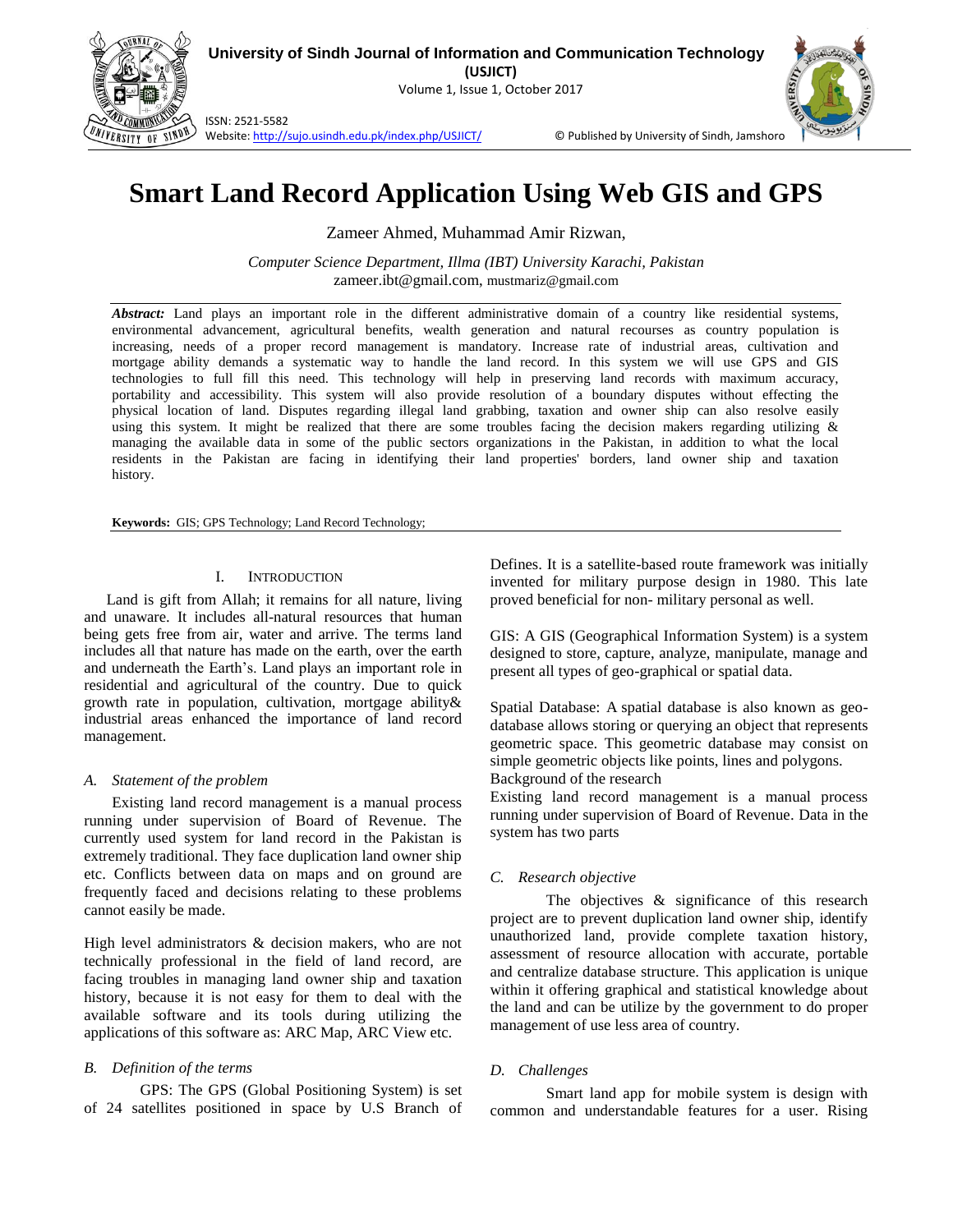# Smart Land Record Application Using Web GIS and GPS

Zameer Ahmed, Muhammad Amir Rizwan,

*Computer Science Department, Illma (IBT) University Karachi, Pakistan*
zameer.ibt@gmail.com, mustmariz@gmail.com

***Abstract:*** Land plays an important role in the different administrative domain of a country like residential systems, environmental advancement, agricultural benefits, wealth generation and natural recourses as country population is increasing, needs of a proper record management is mandatory. Increase rate of industrial areas, cultivation and mortgage ability demands a systematic way to handle the land record. In this system we will use GPS and GIS technologies to full fill this need. This technology will help in preserving land records with maximum accuracy, portability and accessibility. This system will also provide resolution of a boundary disputes without effecting the physical location of land. Disputes regarding illegal land grabbing, taxation and owner ship can also resolve easily using this system. It might be realized that there are some troubles facing the decision makers regarding utilizing & managing the available data in some of the public sectors organizations in the Pakistan, in addition to what the local residents in the Pakistan are facing in identifying their land properties' borders, land owner ship and taxation history.

**Keywords:** GIS; GPS Technology; Land Record Technology;

## I. Introduction

Land is gift from Allah; it remains for all nature, living and unaware. It includes all-natural resources that human being gets free from air, water and arrive. The terms land includes all that nature has made on the earth, over the earth and underneath the Earth's. Land plays an important role in residential and agricultural of the country. Due to quick growth rate in population, cultivation, mortgage ability& industrial areas enhanced the importance of land record management.

### *A. Statement of the problem*

Existing land record management is a manual process running under supervision of Board of Revenue. The currently used system for land record in the Pakistan is extremely traditional. They face duplication land owner ship etc. Conflicts between data on maps and on ground are frequently faced and decisions relating to these problems cannot easily be made.

High level administrators & decision makers, who are not technically professional in the field of land record, are facing troubles in managing land owner ship and taxation history, because it is not easy for them to deal with the available software and its tools during utilizing the applications of this software as: ARC Map, ARC View etc.

### *B. Definition of the terms*

GPS: The GPS (Global Positioning System) is set of 24 satellites positioned in space by U.S Branch of Defines. It is a satellite-based route framework was initially invented for military purpose design in 1980. This late proved beneficial for non- military personal as well.

GIS: A GIS (Geographical Information System) is a system designed to store, capture, analyze, manipulate, manage and present all types of geo-graphical or spatial data.

Spatial Database: A spatial database is also known as geo-database allows storing or querying an object that represents geometric space. This geometric database may consist on simple geometric objects like points, lines and polygons.
Background of the research
Existing land record management is a manual process running under supervision of Board of Revenue. Data in the system has two parts

### *C. Research objective*

The objectives & significance of this research project are to prevent duplication land owner ship, identify unauthorized land, provide complete taxation history, assessment of resource allocation with accurate, portable and centralize database structure. This application is unique within it offering graphical and statistical knowledge about the land and can be utilize by the government to do proper management of use less area of country.

### *D. Challenges*

Smart land app for mobile system is design with common and understandable features for a user. Rising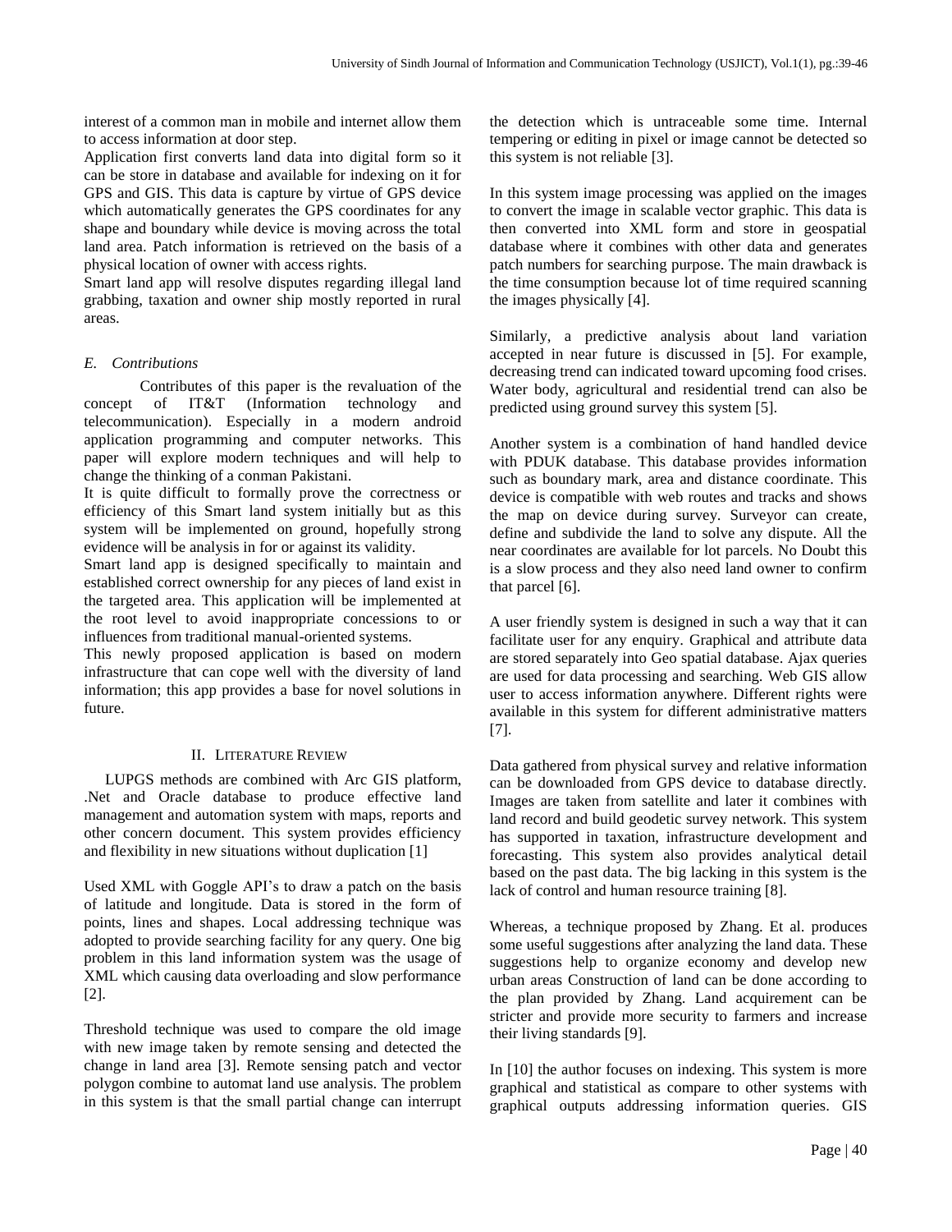interest of a common man in mobile and internet allow them to access information at door step.

Application first converts land data into digital form so it can be store in database and available for indexing on it for GPS and GIS. This data is capture by virtue of GPS device which automatically generates the GPS coordinates for any shape and boundary while device is moving across the total land area. Patch information is retrieved on the basis of a physical location of owner with access rights.

Smart land app will resolve disputes regarding illegal land grabbing, taxation and owner ship mostly reported in rural areas.

### *E. Contributions*

Contributes of this paper is the revaluation of the concept of IT&T (Information technology and telecommunication). Especially in a modern android application programming and computer networks. This paper will explore modern techniques and will help to change the thinking of a conman Pakistani.

It is quite difficult to formally prove the correctness or efficiency of this Smart land system initially but as this system will be implemented on ground, hopefully strong evidence will be analysis in for or against its validity.

Smart land app is designed specifically to maintain and established correct ownership for any pieces of land exist in the targeted area. This application will be implemented at the root level to avoid inappropriate concessions to or influences from traditional manual-oriented systems.

This newly proposed application is based on modern infrastructure that can cope well with the diversity of land information; this app provides a base for novel solutions in future.

## II. Literature Review

LUPGS methods are combined with Arc GIS platform, .Net and Oracle database to produce effective land management and automation system with maps, reports and other concern document. This system provides efficiency and flexibility in new situations without duplication [1]

Used XML with Goggle API's to draw a patch on the basis of latitude and longitude. Data is stored in the form of points, lines and shapes. Local addressing technique was adopted to provide searching facility for any query. One big problem in this land information system was the usage of XML which causing data overloading and slow performance [2].

Threshold technique was used to compare the old image with new image taken by remote sensing and detected the change in land area [3]. Remote sensing patch and vector polygon combine to automat land use analysis. The problem in this system is that the small partial change can interrupt the detection which is untraceable some time. Internal tempering or editing in pixel or image cannot be detected so this system is not reliable [3].

In this system image processing was applied on the images to convert the image in scalable vector graphic. This data is then converted into XML form and store in geospatial database where it combines with other data and generates patch numbers for searching purpose. The main drawback is the time consumption because lot of time required scanning the images physically [4].

Similarly, a predictive analysis about land variation accepted in near future is discussed in [5]. For example, decreasing trend can indicated toward upcoming food crises. Water body, agricultural and residential trend can also be predicted using ground survey this system [5].

Another system is a combination of hand handled device with PDUK database. This database provides information such as boundary mark, area and distance coordinate. This device is compatible with web routes and tracks and shows the map on device during survey. Surveyor can create, define and subdivide the land to solve any dispute. All the near coordinates are available for lot parcels. No Doubt this is a slow process and they also need land owner to confirm that parcel [6].

A user friendly system is designed in such a way that it can facilitate user for any enquiry. Graphical and attribute data are stored separately into Geo spatial database. Ajax queries are used for data processing and searching. Web GIS allow user to access information anywhere. Different rights were available in this system for different administrative matters [7].

Data gathered from physical survey and relative information can be downloaded from GPS device to database directly. Images are taken from satellite and later it combines with land record and build geodetic survey network. This system has supported in taxation, infrastructure development and forecasting. This system also provides analytical detail based on the past data. The big lacking in this system is the lack of control and human resource training [8].

Whereas, a technique proposed by Zhang. Et al. produces some useful suggestions after analyzing the land data. These suggestions help to organize economy and develop new urban areas Construction of land can be done according to the plan provided by Zhang. Land acquirement can be stricter and provide more security to farmers and increase their living standards [9].

In [10] the author focuses on indexing. This system is more graphical and statistical as compare to other systems with graphical outputs addressing information queries. GIS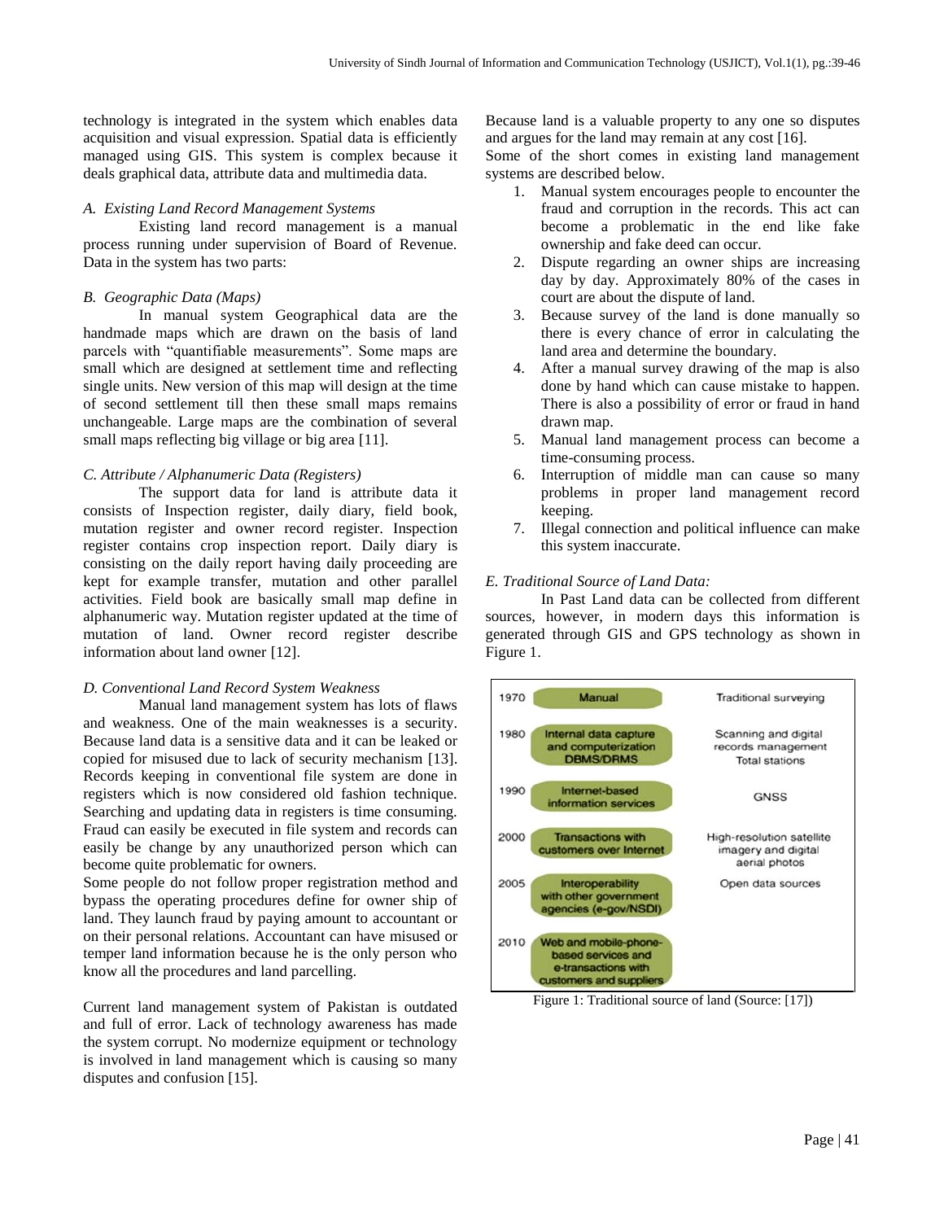technology is integrated in the system which enables data acquisition and visual expression. Spatial data is efficiently managed using GIS. This system is complex because it deals graphical data, attribute data and multimedia data.

### *A. Existing Land Record Management Systems*

Existing land record management is a manual process running under supervision of Board of Revenue. Data in the system has two parts:

### *B. Geographic Data (Maps)*

In manual system Geographical data are the handmade maps which are drawn on the basis of land parcels with "quantifiable measurements". Some maps are small which are designed at settlement time and reflecting single units. New version of this map will design at the time of second settlement till then these small maps remains unchangeable. Large maps are the combination of several small maps reflecting big village or big area [11].

### *C. Attribute / Alphanumeric Data (Registers)*

The support data for land is attribute data it consists of Inspection register, daily diary, field book, mutation register and owner record register. Inspection register contains crop inspection report. Daily diary is consisting on the daily report having daily proceeding are kept for example transfer, mutation and other parallel activities. Field book are basically small map define in alphanumeric way. Mutation register updated at the time of mutation of land. Owner record register describe information about land owner [12].

### *D. Conventional Land Record System Weakness*

Manual land management system has lots of flaws and weakness. One of the main weaknesses is a security. Because land data is a sensitive data and it can be leaked or copied for misused due to lack of security mechanism [13]. Records keeping in conventional file system are done in registers which is now considered old fashion technique. Searching and updating data in registers is time consuming. Fraud can easily be executed in file system and records can easily be change by any unauthorized person which can become quite problematic for owners.

Some people do not follow proper registration method and bypass the operating procedures define for owner ship of land. They launch fraud by paying amount to accountant or on their personal relations. Accountant can have misused or temper land information because he is the only person who know all the procedures and land parcelling.

Current land management system of Pakistan is outdated and full of error. Lack of technology awareness has made the system corrupt. No modernize equipment or technology is involved in land management which is causing so many disputes and confusion [15].

Because land is a valuable property to any one so disputes and argues for the land may remain at any cost [16].

Some of the short comes in existing land management systems are described below.

1. Manual system encourages people to encounter the fraud and corruption in the records. This act can become a problematic in the end like fake ownership and fake deed can occur.
2. Dispute regarding an owner ships are increasing day by day. Approximately 80% of the cases in court are about the dispute of land.
3. Because survey of the land is done manually so there is every chance of error in calculating the land area and determine the boundary.
4. After a manual survey drawing of the map is also done by hand which can cause mistake to happen. There is also a possibility of error or fraud in hand drawn map.
5. Manual land management process can become a time-consuming process.
6. Interruption of middle man can cause so many problems in proper land management record keeping.
7. Illegal connection and political influence can make this system inaccurate.

### *E. Traditional Source of Land Data:*

In Past Land data can be collected from different sources, however, in modern days this information is generated through GIS and GPS technology as shown in Figure 1.

| Year | | |
|---|---|---|
| 1970 | Manual | Traditional surveying |
| 1980 | Internal data capture and computerization DBMS/DRMS | Scanning and digital records management Total stations |
| 1990 | Internet-based information services | GNSS |
| 2000 | Transactions with customers over Internet | High-resolution satellite imagery and digital aerial photos |
| 2005 | Interoperability with other government agencies (e-gov/NSDI) | Open data sources |
| 2010 | Web and mobile-phone-based services and e-transactions with customers and suppliers | |

Figure 1: Traditional source of land (Source: [17])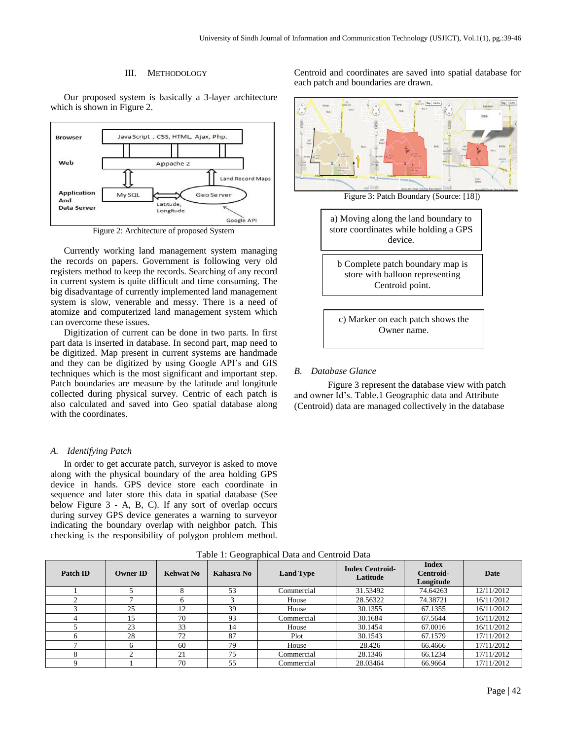## III. METHODOLOGY

Our proposed system is basically a 3-layer architecture which is shown in Figure 2.

Figure 2: Architecture of proposed System

Currently working land management system managing the records on papers. Government is following very old registers method to keep the records. Searching of any record in current system is quite difficult and time consuming. The big disadvantage of currently implemented land management system is slow, venerable and messy. There is a need of atomize and computerized land management system which can overcome these issues.

Digitization of current can be done in two parts. In first part data is inserted in database. In second part, map need to be digitized. Map present in current systems are handmade and they can be digitized by using Google API's and GIS techniques which is the most significant and important step. Patch boundaries are measure by the latitude and longitude collected during physical survey. Centric of each patch is also calculated and saved into Geo spatial database along with the coordinates.

### *A. Identifying Patch*

In order to get accurate patch, surveyor is asked to move along with the physical boundary of the area holding GPS device in hands. GPS device store each coordinate in sequence and later store this data in spatial database (See below Figure 3 - A, B, C). If any sort of overlap occurs during survey GPS device generates a warning to surveyor indicating the boundary overlap with neighbor patch. This checking is the responsibility of polygon problem method. Centroid and coordinates are saved into spatial database for each patch and boundaries are drawn.

Figure 3: Patch Boundary (Source: [18])

a) Moving along the land boundary to store coordinates while holding a GPS device.

b Complete patch boundary map is store with balloon representing Centroid point.

c) Marker on each patch shows the Owner name.

### *B. Database Glance*

Figure 3 represent the database view with patch and owner Id's. Table.1 Geographic data and Attribute (Centroid) data are managed collectively in the database

Table 1: Geographical Data and Centroid Data

| Patch ID | Owner ID | Kehwat No | Kahasra No | Land Type | Index Centroid-Latitude | Index Centroid-Longitude | Date |
|---|---|---|---|---|---|---|---|
| 1 | 5 | 8 | 53 | Commercial | 31.53492 | 74.64263 | 12/11/2012 |
| 2 | 7 | 6 | 3 | House | 28.56322 | 74.38721 | 16/11/2012 |
| 3 | 25 | 12 | 39 | House | 30.1355 | 67.1355 | 16/11/2012 |
| 4 | 15 | 70 | 93 | Commercial | 30.1684 | 67.5644 | 16/11/2012 |
| 5 | 23 | 33 | 14 | House | 30.1454 | 67.0016 | 16/11/2012 |
| 6 | 28 | 72 | 87 | Plot | 30.1543 | 67.1579 | 17/11/2012 |
| 7 | 6 | 60 | 79 | House | 28.426 | 66.4666 | 17/11/2012 |
| 8 | 2 | 21 | 75 | Commercial | 28.1346 | 66.1234 | 17/11/2012 |
| 9 | 1 | 70 | 55 | Commercial | 28.03464 | 66.9664 | 17/11/2012 |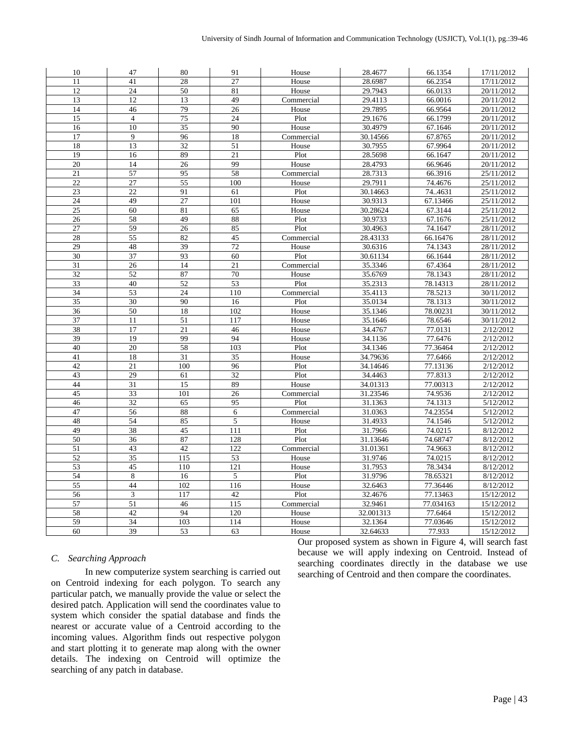| 10 | 47 | 80 | 91 | House | 28.4677 | 66.1354 | 17/11/2012 |
|---|---|---|---|---|---|---|---|
| 11 | 41 | 28 | 27 | House | 28.6987 | 66.2354 | 17/11/2012 |
| 12 | 24 | 50 | 81 | House | 29.7943 | 66.0133 | 20/11/2012 |
| 13 | 12 | 13 | 49 | Commercial | 29.4113 | 66.0016 | 20/11/2012 |
| 14 | 46 | 79 | 26 | House | 29.7895 | 66.9564 | 20/11/2012 |
| 15 | 4 | 75 | 24 | Plot | 29.1676 | 66.1799 | 20/11/2012 |
| 16 | 10 | 35 | 90 | House | 30.4979 | 67.1646 | 20/11/2012 |
| 17 | 9 | 96 | 18 | Commercial | 30.14566 | 67.8765 | 20/11/2012 |
| 18 | 13 | 32 | 51 | House | 30.7955 | 67.9964 | 20/11/2012 |
| 19 | 16 | 89 | 21 | Plot | 28.5698 | 66.1647 | 20/11/2012 |
| 20 | 14 | 26 | 99 | House | 28.4793 | 66.9646 | 20/11/2012 |
| 21 | 57 | 95 | 58 | Commercial | 28.7313 | 66.3916 | 25/11/2012 |
| 22 | 27 | 55 | 100 | House | 29.7911 | 74.4676 | 25/11/2012 |
| 23 | 22 | 91 | 61 | Plot | 30.14663 | 74..4631 | 25/11/2012 |
| 24 | 49 | 27 | 101 | House | 30.9313 | 67.13466 | 25/11/2012 |
| 25 | 60 | 81 | 65 | House | 30.28624 | 67.3144 | 25/11/2012 |
| 26 | 58 | 49 | 88 | Plot | 30.9733 | 67.1676 | 25/11/2012 |
| 27 | 59 | 26 | 85 | Plot | 30.4963 | 74.1647 | 28/11/2012 |
| 28 | 55 | 82 | 45 | Commercial | 28.43133 | 66.16476 | 28/11/2012 |
| 29 | 48 | 39 | 72 | House | 30.6316 | 74.1343 | 28/11/2012 |
| 30 | 37 | 93 | 60 | Plot | 30.61134 | 66.1644 | 28/11/2012 |
| 31 | 26 | 14 | 21 | Commercial | 35.3346 | 67.4364 | 28/11/2012 |
| 32 | 52 | 87 | 70 | House | 35.6769 | 78.1343 | 28/11/2012 |
| 33 | 40 | 52 | 53 | Plot | 35.2313 | 78.14313 | 28/11/2012 |
| 34 | 53 | 24 | 110 | Commercial | 35.4113 | 78.5213 | 30/11/2012 |
| 35 | 30 | 90 | 16 | Plot | 35.0134 | 78.1313 | 30/11/2012 |
| 36 | 50 | 18 | 102 | House | 35.1346 | 78.00231 | 30/11/2012 |
| 37 | 11 | 51 | 117 | House | 35.1646 | 78.6546 | 30/11/2012 |
| 38 | 17 | 21 | 46 | House | 34.4767 | 77.0131 | 2/12/2012 |
| 39 | 19 | 99 | 94 | House | 34.1136 | 77.6476 | 2/12/2012 |
| 40 | 20 | 58 | 103 | Plot | 34.1346 | 77.36464 | 2/12/2012 |
| 41 | 18 | 31 | 35 | House | 34.79636 | 77.6466 | 2/12/2012 |
| 42 | 21 | 100 | 96 | Plot | 34.14646 | 77.13136 | 2/12/2012 |
| 43 | 29 | 61 | 32 | Plot | 34.4463 | 77.8313 | 2/12/2012 |
| 44 | 31 | 15 | 89 | House | 34.01313 | 77.00313 | 2/12/2012 |
| 45 | 33 | 101 | 26 | Commercial | 31.23546 | 74.9536 | 2/12/2012 |
| 46 | 32 | 65 | 95 | Plot | 31.1363 | 74.1313 | 5/12/2012 |
| 47 | 56 | 88 | 6 | Commercial | 31.0363 | 74.23554 | 5/12/2012 |
| 48 | 54 | 85 | 5 | House | 31.4933 | 74.1546 | 5/12/2012 |
| 49 | 38 | 45 | 111 | Plot | 31.7966 | 74.0215 | 8/12/2012 |
| 50 | 36 | 87 | 128 | Plot | 31.13646 | 74.68747 | 8/12/2012 |
| 51 | 43 | 42 | 122 | Commercial | 31.01361 | 74.9663 | 8/12/2012 |
| 52 | 35 | 115 | 53 | House | 31.9746 | 74.0215 | 8/12/2012 |
| 53 | 45 | 110 | 121 | House | 31.7953 | 78.3434 | 8/12/2012 |
| 54 | 8 | 16 | 5 | Plot | 31.9796 | 78.65321 | 8/12/2012 |
| 55 | 44 | 102 | 116 | House | 32.6463 | 77.36446 | 8/12/2012 |
| 56 | 3 | 117 | 42 | Plot | 32.4676 | 77.13463 | 15/12/2012 |
| 57 | 51 | 46 | 115 | Commercial | 32.9461 | 77.034163 | 15/12/2012 |
| 58 | 42 | 94 | 120 | House | 32.001313 | 77.6464 | 15/12/2012 |
| 59 | 34 | 103 | 114 | House | 32.1364 | 77.03646 | 15/12/2012 |
| 60 | 39 | 53 | 63 | House | 32.64633 | 77.933 | 15/12/2012 |

### *C. Searching Approach*

In new computerize system searching is carried out on Centroid indexing for each polygon. To search any particular patch, we manually provide the value or select the desired patch. Application will send the coordinates value to system which consider the spatial database and finds the nearest or accurate value of a Centroid according to the incoming values. Algorithm finds out respective polygon and start plotting it to generate map along with the owner details. The indexing on Centroid will optimize the searching of any patch in database.

Our proposed system as shown in Figure 4, will search fast because we will apply indexing on Centroid. Instead of searching coordinates directly in the database we use searching of Centroid and then compare the coordinates.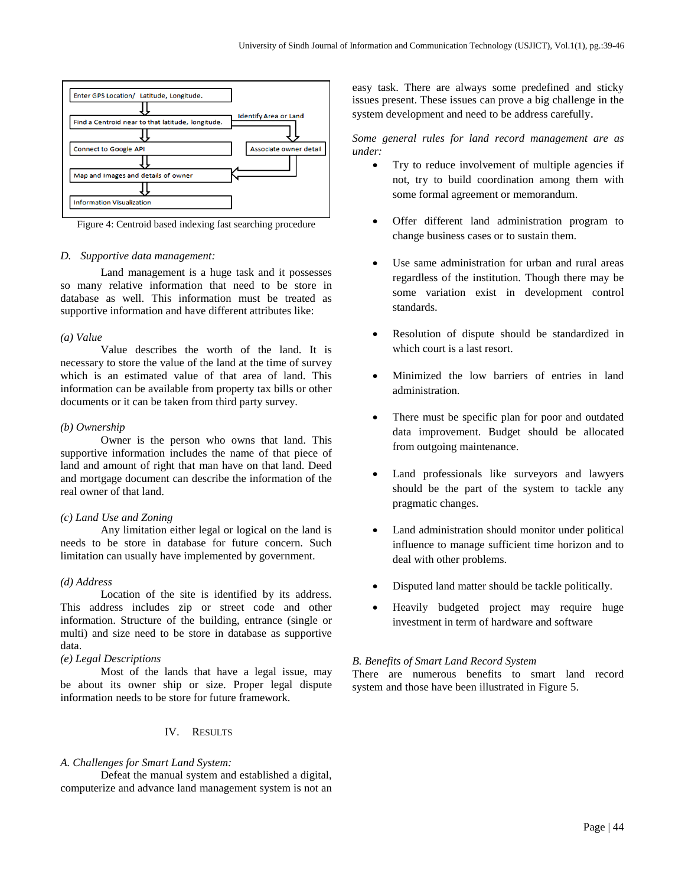Enter GPS Location/ Latitude, Longitude.

Find a Centroid near to that latitude, longitude.

Identify Area or Land

Connect to Google API

Associate owner detail

Map and Images and details of owner

Information Visualization

Figure 4: Centroid based indexing fast searching procedure

### *D. Supportive data management:*

Land management is a huge task and it possesses so many relative information that need to be store in database as well. This information must be treated as supportive information and have different attributes like:

*(a) Value*

Value describes the worth of the land. It is necessary to store the value of the land at the time of survey which is an estimated value of that area of land. This information can be available from property tax bills or other documents or it can be taken from third party survey.

*(b) Ownership*

Owner is the person who owns that land. This supportive information includes the name of that piece of land and amount of right that man have on that land. Deed and mortgage document can describe the information of the real owner of that land.

*(c) Land Use and Zoning*

Any limitation either legal or logical on the land is needs to be store in database for future concern. Such limitation can usually have implemented by government.

*(d) Address*

Location of the site is identified by its address. This address includes zip or street code and other information. Structure of the building, entrance (single or multi) and size need to be store in database as supportive data.

*(e) Legal Descriptions*

Most of the lands that have a legal issue, may be about its owner ship or size. Proper legal dispute information needs to be store for future framework.

## IV. Results

### *A. Challenges for Smart Land System:*

Defeat the manual system and established a digital, computerize and advance land management system is not an easy task. There are always some predefined and sticky issues present. These issues can prove a big challenge in the system development and need to be address carefully.

*Some general rules for land record management are as under:*

- Try to reduce involvement of multiple agencies if not, try to build coordination among them with some formal agreement or memorandum.
- Offer different land administration program to change business cases or to sustain them.
- Use same administration for urban and rural areas regardless of the institution. Though there may be some variation exist in development control standards.
- Resolution of dispute should be standardized in which court is a last resort.
- Minimized the low barriers of entries in land administration.
- There must be specific plan for poor and outdated data improvement. Budget should be allocated from outgoing maintenance.
- Land professionals like surveyors and lawyers should be the part of the system to tackle any pragmatic changes.
- Land administration should monitor under political influence to manage sufficient time horizon and to deal with other problems.
- Disputed land matter should be tackle politically.
- Heavily budgeted project may require huge investment in term of hardware and software

### *B. Benefits of Smart Land Record System*

There are numerous benefits to smart land record system and those have been illustrated in Figure 5.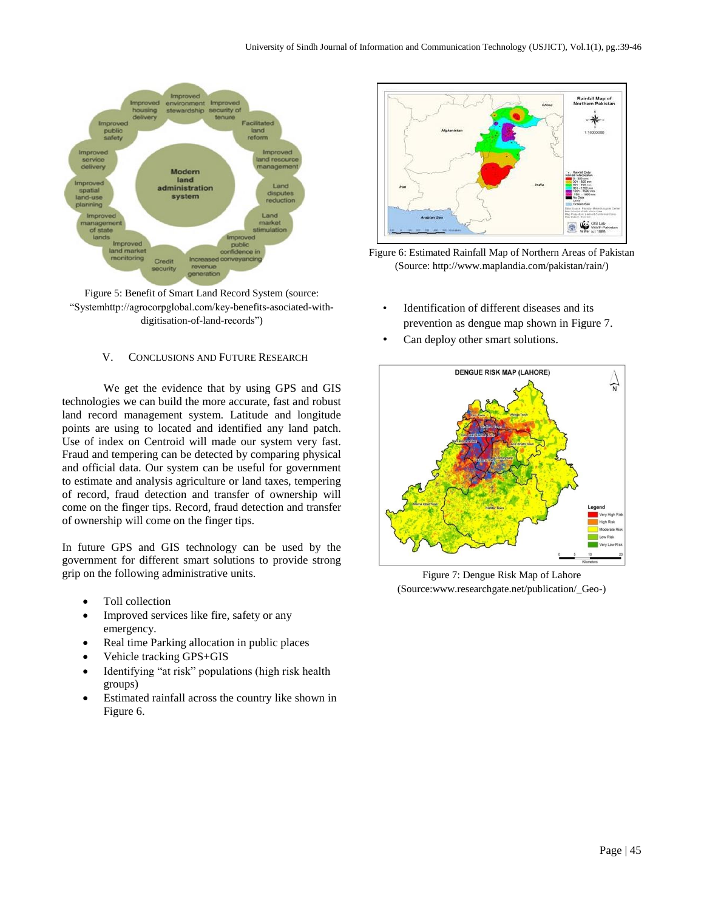Figure 5: Benefit of Smart Land Record System (source: "Systemhttp://agrocorpglobal.com/key-benefits-asociated-with-digitisation-of-land-records")

## V. CONCLUSIONS AND FUTURE RESEARCH

We get the evidence that by using GPS and GIS technologies we can build the more accurate, fast and robust land record management system. Latitude and longitude points are using to located and identified any land patch. Use of index on Centroid will made our system very fast. Fraud and tempering can be detected by comparing physical and official data. Our system can be useful for government to estimate and analysis agriculture or land taxes, tempering of record, fraud detection and transfer of ownership will come on the finger tips. Record, fraud detection and transfer of ownership will come on the finger tips.

In future GPS and GIS technology can be used by the government for different smart solutions to provide strong grip on the following administrative units.

- Toll collection
- Improved services like fire, safety or any emergency.
- Real time Parking allocation in public places
- Vehicle tracking GPS+GIS
- Identifying "at risk" populations (high risk health groups)
- Estimated rainfall across the country like shown in Figure 6.

Figure 6: Estimated Rainfall Map of Northern Areas of Pakistan (Source: http://www.maplandia.com/pakistan/rain/)

- Identification of different diseases and its prevention as dengue map shown in Figure 7.
- Can deploy other smart solutions.

Figure 7: Dengue Risk Map of Lahore (Source:www.researchgate.net/publication/_Geo-)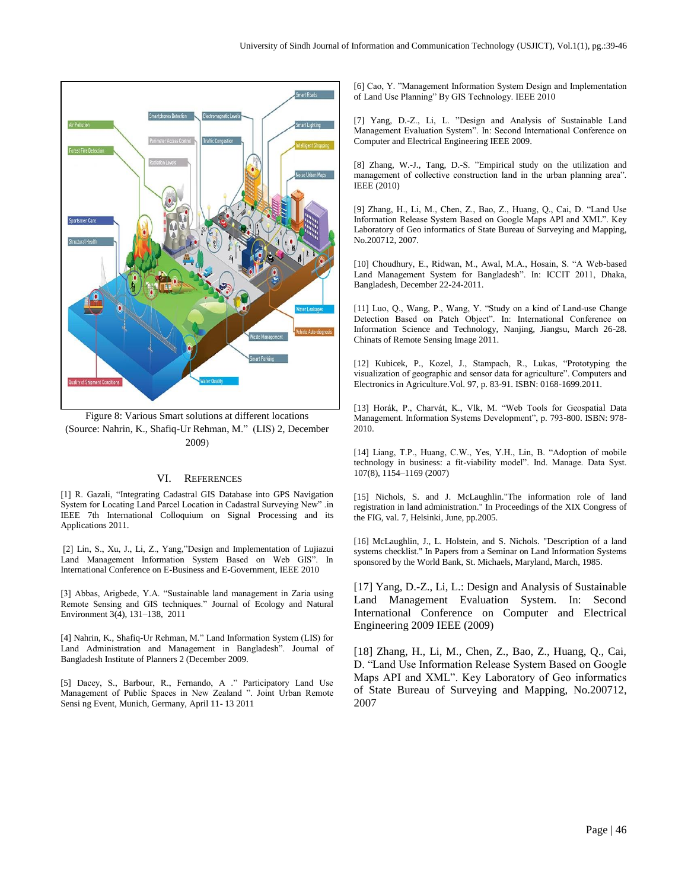Figure 8: Various Smart solutions at different locations (Source: Nahrin, K., Shafiq-Ur Rehman, M." (LIS) 2, December 2009)

## VI. References

[1] R. Gazali, "Integrating Cadastral GIS Database into GPS Navigation System for Locating Land Parcel Location in Cadastral Surveying New" .in IEEE 7th International Colloquium on Signal Processing and its Applications 2011.

[2] Lin, S., Xu, J., Li, Z., Yang,"Design and Implementation of Lujiazui Land Management Information System Based on Web GIS". In International Conference on E-Business and E-Government, IEEE 2010

[3] Abbas, Arigbede, Y.A. "Sustainable land management in Zaria using Remote Sensing and GIS techniques." Journal of Ecology and Natural Environment 3(4), 131–138, 2011

[4] Nahrin, K., Shafiq-Ur Rehman, M." Land Information System (LIS) for Land Administration and Management in Bangladesh". Journal of Bangladesh Institute of Planners 2 (December 2009.

[5] Dacey, S., Barbour, R., Fernando, A ." Participatory Land Use Management of Public Spaces in New Zealand ". Joint Urban Remote Sensi ng Event, Munich, Germany, April 11- 13 2011

[6] Cao, Y. "Management Information System Design and Implementation of Land Use Planning" By GIS Technology. IEEE 2010

[7] Yang, D.-Z., Li, L. "Design and Analysis of Sustainable Land Management Evaluation System". In: Second International Conference on Computer and Electrical Engineering IEEE 2009.

[8] Zhang, W.-J., Tang, D.-S. "Empirical study on the utilization and management of collective construction land in the urban planning area". IEEE (2010)

[9] Zhang, H., Li, M., Chen, Z., Bao, Z., Huang, Q., Cai, D. "Land Use Information Release System Based on Google Maps API and XML". Key Laboratory of Geo informatics of State Bureau of Surveying and Mapping, No.200712, 2007.

[10] Choudhury, E., Ridwan, M., Awal, M.A., Hosain, S. "A Web-based Land Management System for Bangladesh". In: ICCIT 2011, Dhaka, Bangladesh, December 22-24-2011.

[11] Luo, Q., Wang, P., Wang, Y. "Study on a kind of Land-use Change Detection Based on Patch Object". In: International Conference on Information Science and Technology, Nanjing, Jiangsu, March 26-28. Chinats of Remote Sensing Image 2011.

[12] Kubicek, P., Kozel, J., Stampach, R., Lukas, "Prototyping the visualization of geographic and sensor data for agriculture". Computers and Electronics in Agriculture.Vol. 97, p. 83-91. ISBN: 0168-1699.2011.

[13] Horák, P., Charvát, K., Vlk, M. "Web Tools for Geospatial Data Management. Information Systems Development", p. 793-800. ISBN: 978-2010.

[14] Liang, T.P., Huang, C.W., Yes, Y.H., Lin, B. "Adoption of mobile technology in business: a fit-viability model". Ind. Manage. Data Syst. 107(8), 1154–1169 (2007)

[15] Nichols, S. and J. McLaughlin."The information role of land registration in land administration." In Proceedings of the XIX Congress of the FIG, val. 7, Helsinki, June, pp.2005.

[16] McLaughlin, J., L. Holstein, and S. Nichols. "Description of a land systems checklist." In Papers from a Seminar on Land Information Systems sponsored by the World Bank, St. Michaels, Maryland, March, 1985.

[17] Yang, D.-Z., Li, L.: Design and Analysis of Sustainable Land Management Evaluation System. In: Second International Conference on Computer and Electrical Engineering 2009 IEEE (2009)

[18] Zhang, H., Li, M., Chen, Z., Bao, Z., Huang, Q., Cai, D. "Land Use Information Release System Based on Google Maps API and XML". Key Laboratory of Geo informatics of State Bureau of Surveying and Mapping, No.200712, 2007